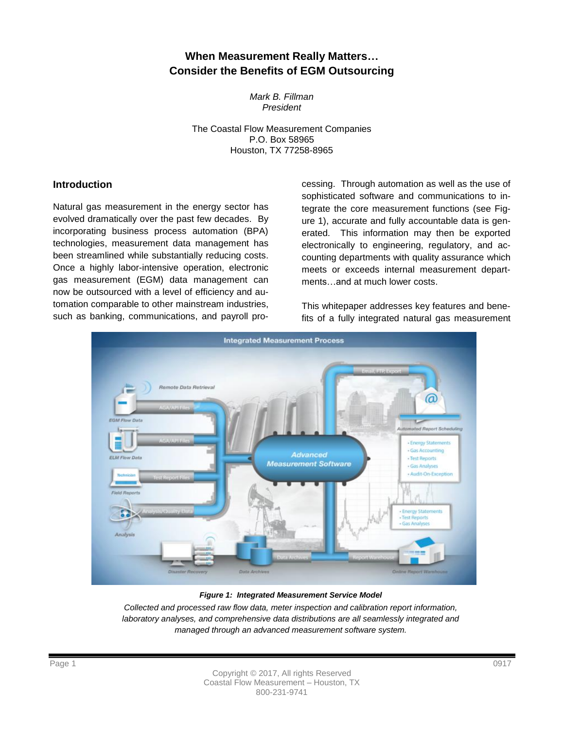# When Measurement Really Matters…
# Consider the Benefits of EGM Outsourcing

*Mark B. Fillman*
*President*

The Coastal Flow Measurement Companies
P.O. Box 58965
Houston, TX 77258-8965

## Introduction

Natural gas measurement in the energy sector has evolved dramatically over the past few decades. By incorporating business process automation (BPA) technologies, measurement data management has been streamlined while substantially reducing costs. Once a highly labor-intensive operation, electronic gas measurement (EGM) data management can now be outsourced with a level of efficiency and automation comparable to other mainstream industries, such as banking, communications, and payroll processing. Through automation as well as the use of sophisticated software and communications to integrate the core measurement functions (see Figure 1), accurate and fully accountable data is generated. This information may then be exported electronically to engineering, regulatory, and accounting departments with quality assurance which meets or exceeds internal measurement departments…and at much lower costs.

This whitepaper addresses key features and benefits of a fully integrated natural gas measurement

***Figure 1: Integrated Measurement Service Model***

*Collected and processed raw flow data, meter inspection and calibration report information, laboratory analyses, and comprehensive data distributions are all seamlessly integrated and managed through an advanced measurement software system.*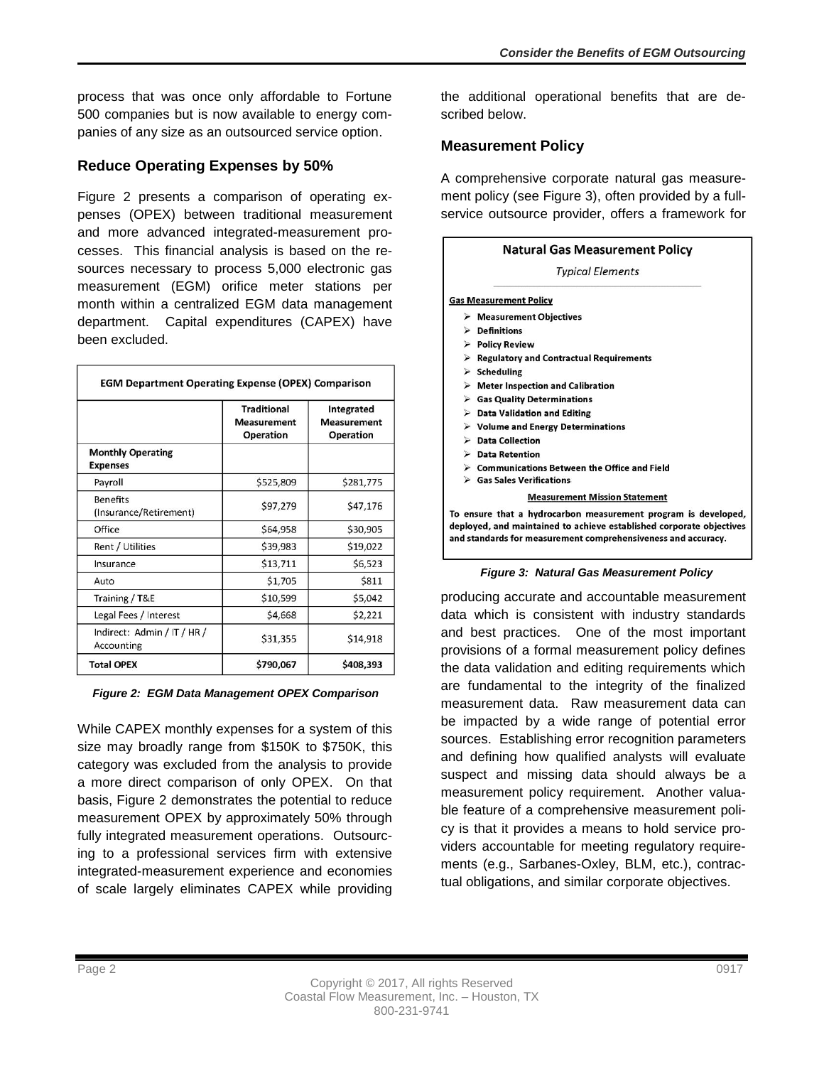process that was once only affordable to Fortune 500 companies but is now available to energy companies of any size as an outsourced service option.

### Reduce Operating Expenses by 50%

Figure 2 presents a comparison of operating expenses (OPEX) between traditional measurement and more advanced integrated-measurement processes. This financial analysis is based on the resources necessary to process 5,000 electronic gas measurement (EGM) orifice meter stations per month within a centralized EGM data management department. Capital expenditures (CAPEX) have been excluded.

| EGM Department Operating Expense (OPEX) Comparison | | |
|---|---|---|
| | Traditional Measurement Operation | Integrated Measurement Operation |
| **Monthly Operating Expenses** | | |
| Payroll | $525,809 | $281,775 |
| Benefits (Insurance/Retirement) | $97,279 | $47,176 |
| Office | $64,958 | $30,905 |
| Rent / Utilities | $39,983 | $19,022 |
| Insurance | $13,711 | $6,523 |
| Auto | $1,705 | $811 |
| Training / T&E | $10,599 | $5,042 |
| Legal Fees / Interest | $4,668 | $2,221 |
| Indirect: Admin / IT / HR / Accounting | $31,355 | $14,918 |
| **Total OPEX** | **$790,067** | **$408,393** |

*Figure 2: EGM Data Management OPEX Comparison*

While CAPEX monthly expenses for a system of this size may broadly range from $150K to $750K, this category was excluded from the analysis to provide a more direct comparison of only OPEX. On that basis, Figure 2 demonstrates the potential to reduce measurement OPEX by approximately 50% through fully integrated measurement operations. Outsourcing to a professional services firm with extensive integrated-measurement experience and economies of scale largely eliminates CAPEX while providing the additional operational benefits that are described below.

### Measurement Policy

A comprehensive corporate natural gas measurement policy (see Figure 3), often provided by a full-service outsource provider, offers a framework for producing accurate and accountable measurement data which is consistent with industry standards and best practices. One of the most important provisions of a formal measurement policy defines the data validation and editing requirements which are fundamental to the integrity of the finalized measurement data. Raw measurement data can be impacted by a wide range of potential error sources. Establishing error recognition parameters and defining how qualified analysts will evaluate suspect and missing data should always be a measurement policy requirement. Another valuable feature of a comprehensive measurement policy is that it provides a means to hold service providers accountable for meeting regulatory requirements (e.g., Sarbanes-Oxley, BLM, etc.), contractual obligations, and similar corporate objectives.

**Natural Gas Measurement Policy**

*Typical Elements*

**Gas Measurement Policy**

- **Measurement Objectives**
- **Definitions**
- **Policy Review**
- **Regulatory and Contractual Requirements**
- **Scheduling**
- **Meter Inspection and Calibration**
- **Gas Quality Determinations**
- **Data Validation and Editing**
- **Volume and Energy Determinations**
- **Data Collection**
- **Data Retention**
- **Communications Between the Office and Field**
- **Gas Sales Verifications**

**Measurement Mission Statement**

**To ensure that a hydrocarbon measurement program is developed, deployed, and maintained to achieve established corporate objectives and standards for measurement comprehensiveness and accuracy.**

*Figure 3: Natural Gas Measurement Policy*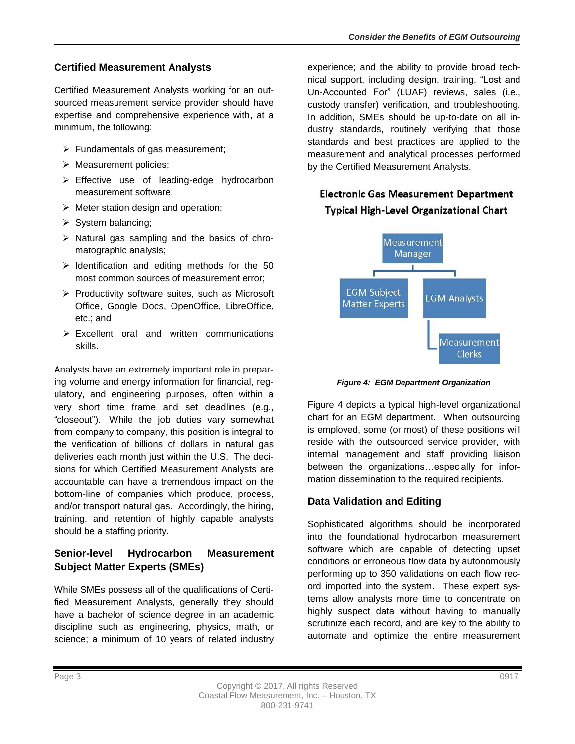## Certified Measurement Analysts

Certified Measurement Analysts working for an outsourced measurement service provider should have expertise and comprehensive experience with, at a minimum, the following:

- Fundamentals of gas measurement;
- Measurement policies;
- Effective use of leading-edge hydrocarbon measurement software;
- Meter station design and operation;
- System balancing;
- Natural gas sampling and the basics of chromatographic analysis;
- Identification and editing methods for the 50 most common sources of measurement error;
- Productivity software suites, such as Microsoft Office, Google Docs, OpenOffice, LibreOffice, etc.; and
- Excellent oral and written communications skills.

Analysts have an extremely important role in preparing volume and energy information for financial, regulatory, and engineering purposes, often within a very short time frame and set deadlines (e.g., "closeout"). While the job duties vary somewhat from company to company, this position is integral to the verification of billions of dollars in natural gas deliveries each month just within the U.S. The decisions for which Certified Measurement Analysts are accountable can have a tremendous impact on the bottom-line of companies which produce, process, and/or transport natural gas. Accordingly, the hiring, training, and retention of highly capable analysts should be a staffing priority.

## Senior-level Hydrocarbon Measurement Subject Matter Experts (SMEs)

While SMEs possess all of the qualifications of Certified Measurement Analysts, generally they should have a bachelor of science degree in an academic discipline such as engineering, physics, math, or science; a minimum of 10 years of related industry experience; and the ability to provide broad technical support, including design, training, "Lost and Un-Accounted For" (LUAF) reviews, sales (i.e., custody transfer) verification, and troubleshooting. In addition, SMEs should be up-to-date on all industry standards, routinely verifying that those standards and best practices are applied to the measurement and analytical processes performed by the Certified Measurement Analysts.

**Electronic Gas Measurement Department**
**Typical High-Level Organizational Chart**

- Measurement Manager
  - EGM Subject Matter Experts
  - EGM Analysts
    - Measurement Clerks

*Figure 4: EGM Department Organization*

Figure 4 depicts a typical high-level organizational chart for an EGM department. When outsourcing is employed, some (or most) of these positions will reside with the outsourced service provider, with internal management and staff providing liaison between the organizations…especially for information dissemination to the required recipients.

## Data Validation and Editing

Sophisticated algorithms should be incorporated into the foundational hydrocarbon measurement software which are capable of detecting upset conditions or erroneous flow data by autonomously performing up to 350 validations on each flow record imported into the system. These expert systems allow analysts more time to concentrate on highly suspect data without having to manually scrutinize each record, and are key to the ability to automate and optimize the entire measurement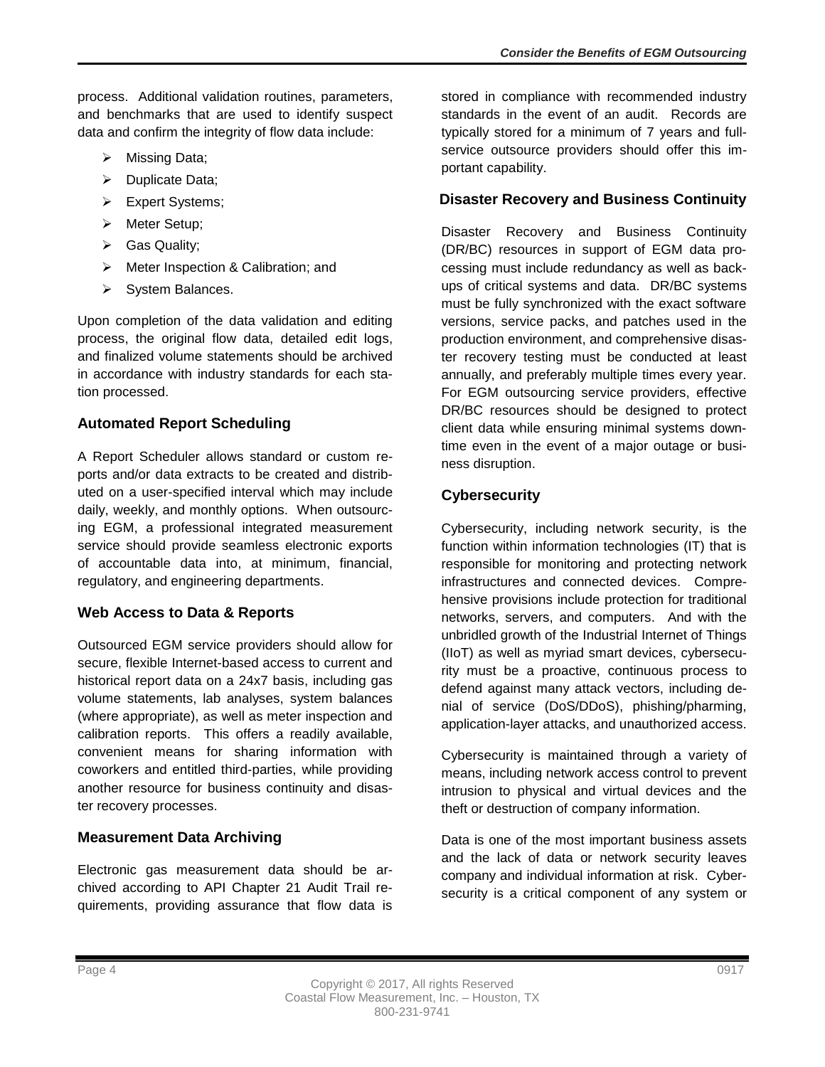process. Additional validation routines, parameters, and benchmarks that are used to identify suspect data and confirm the integrity of flow data include:

- Missing Data;
- Duplicate Data;
- Expert Systems;
- Meter Setup;
- Gas Quality;
- Meter Inspection & Calibration; and
- System Balances.

Upon completion of the data validation and editing process, the original flow data, detailed edit logs, and finalized volume statements should be archived in accordance with industry standards for each station processed.

## Automated Report Scheduling

A Report Scheduler allows standard or custom reports and/or data extracts to be created and distributed on a user-specified interval which may include daily, weekly, and monthly options. When outsourcing EGM, a professional integrated measurement service should provide seamless electronic exports of accountable data into, at minimum, financial, regulatory, and engineering departments.

## Web Access to Data & Reports

Outsourced EGM service providers should allow for secure, flexible Internet-based access to current and historical report data on a 24x7 basis, including gas volume statements, lab analyses, system balances (where appropriate), as well as meter inspection and calibration reports. This offers a readily available, convenient means for sharing information with coworkers and entitled third-parties, while providing another resource for business continuity and disaster recovery processes.

## Measurement Data Archiving

Electronic gas measurement data should be archived according to API Chapter 21 Audit Trail requirements, providing assurance that flow data is stored in compliance with recommended industry standards in the event of an audit. Records are typically stored for a minimum of 7 years and full-service outsource providers should offer this important capability.

## Disaster Recovery and Business Continuity

Disaster Recovery and Business Continuity (DR/BC) resources in support of EGM data processing must include redundancy as well as backups of critical systems and data. DR/BC systems must be fully synchronized with the exact software versions, service packs, and patches used in the production environment, and comprehensive disaster recovery testing must be conducted at least annually, and preferably multiple times every year. For EGM outsourcing service providers, effective DR/BC resources should be designed to protect client data while ensuring minimal systems downtime even in the event of a major outage or business disruption.

## Cybersecurity

Cybersecurity, including network security, is the function within information technologies (IT) that is responsible for monitoring and protecting network infrastructures and connected devices. Comprehensive provisions include protection for traditional networks, servers, and computers. And with the unbridled growth of the Industrial Internet of Things (IIoT) as well as myriad smart devices, cybersecurity must be a proactive, continuous process to defend against many attack vectors, including denial of service (DoS/DDoS), phishing/pharming, application-layer attacks, and unauthorized access.

Cybersecurity is maintained through a variety of means, including network access control to prevent intrusion to physical and virtual devices and the theft or destruction of company information.

Data is one of the most important business assets and the lack of data or network security leaves company and individual information at risk. Cybersecurity is a critical component of any system or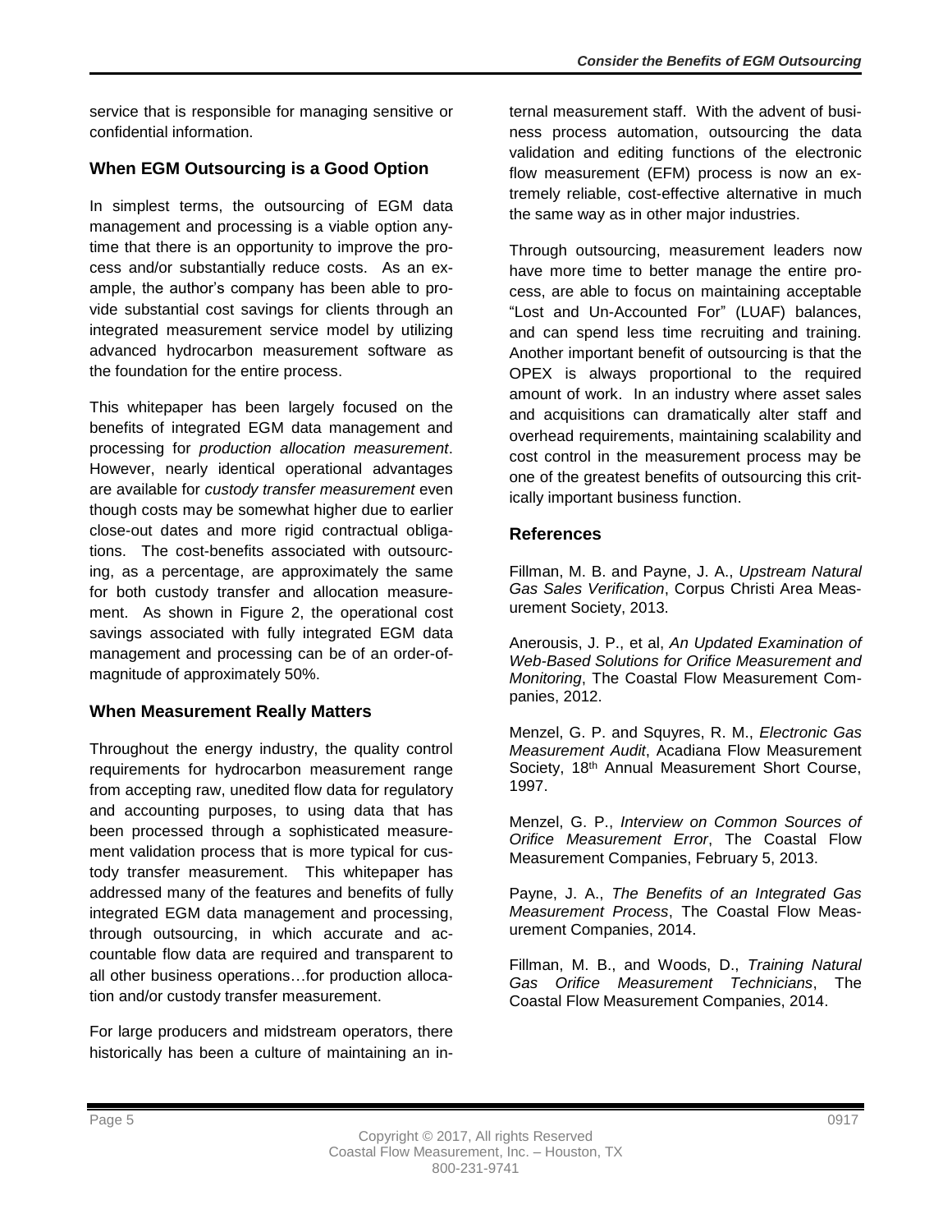service that is responsible for managing sensitive or confidential information.

## When EGM Outsourcing is a Good Option

In simplest terms, the outsourcing of EGM data management and processing is a viable option anytime that there is an opportunity to improve the process and/or substantially reduce costs. As an example, the author's company has been able to provide substantial cost savings for clients through an integrated measurement service model by utilizing advanced hydrocarbon measurement software as the foundation for the entire process.

This whitepaper has been largely focused on the benefits of integrated EGM data management and processing for *production allocation measurement*. However, nearly identical operational advantages are available for *custody transfer measurement* even though costs may be somewhat higher due to earlier close-out dates and more rigid contractual obligations. The cost-benefits associated with outsourcing, as a percentage, are approximately the same for both custody transfer and allocation measurement. As shown in Figure 2, the operational cost savings associated with fully integrated EGM data management and processing can be of an order-of-magnitude of approximately 50%.

## When Measurement Really Matters

Throughout the energy industry, the quality control requirements for hydrocarbon measurement range from accepting raw, unedited flow data for regulatory and accounting purposes, to using data that has been processed through a sophisticated measurement validation process that is more typical for custody transfer measurement. This whitepaper has addressed many of the features and benefits of fully integrated EGM data management and processing, through outsourcing, in which accurate and accountable flow data are required and transparent to all other business operations…for production allocation and/or custody transfer measurement.

For large producers and midstream operators, there historically has been a culture of maintaining an internal measurement staff. With the advent of business process automation, outsourcing the data validation and editing functions of the electronic flow measurement (EFM) process is now an extremely reliable, cost-effective alternative in much the same way as in other major industries.

Through outsourcing, measurement leaders now have more time to better manage the entire process, are able to focus on maintaining acceptable "Lost and Un-Accounted For" (LUAF) balances, and can spend less time recruiting and training. Another important benefit of outsourcing is that the OPEX is always proportional to the required amount of work. In an industry where asset sales and acquisitions can dramatically alter staff and overhead requirements, maintaining scalability and cost control in the measurement process may be one of the greatest benefits of outsourcing this critically important business function.

## References

Fillman, M. B. and Payne, J. A., *Upstream Natural Gas Sales Verification*, Corpus Christi Area Measurement Society, 2013.

Anerousis, J. P., et al, *An Updated Examination of Web-Based Solutions for Orifice Measurement and Monitoring*, The Coastal Flow Measurement Companies, 2012.

Menzel, G. P. and Squyres, R. M., *Electronic Gas Measurement Audit*, Acadiana Flow Measurement Society, 18th Annual Measurement Short Course, 1997.

Menzel, G. P., *Interview on Common Sources of Orifice Measurement Error*, The Coastal Flow Measurement Companies, February 5, 2013.

Payne, J. A., *The Benefits of an Integrated Gas Measurement Process*, The Coastal Flow Measurement Companies, 2014.

Fillman, M. B., and Woods, D., *Training Natural Gas Orifice Measurement Technicians*, The Coastal Flow Measurement Companies, 2014.